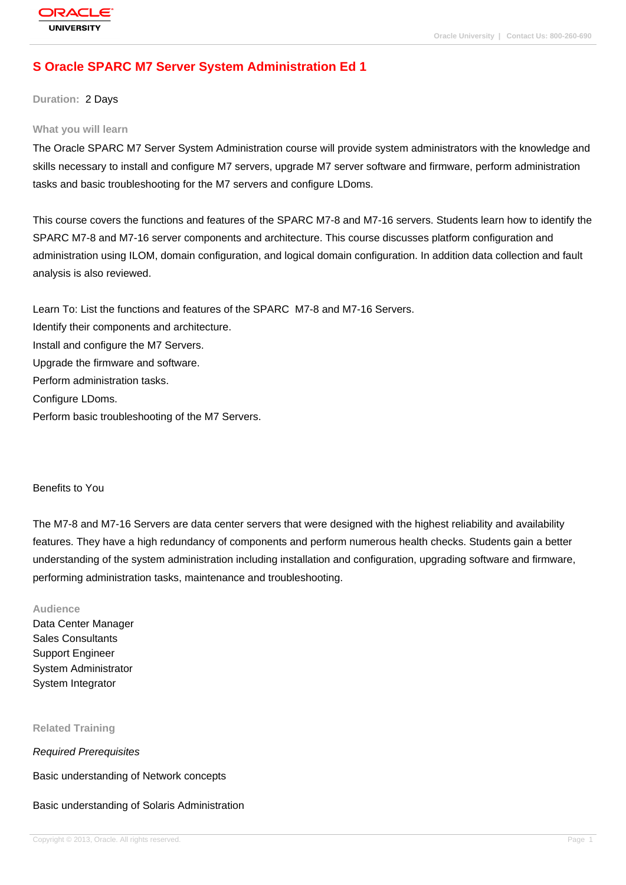# S Oracle SPARC M7 Server System Administration Ed 1

**Duration:** 2 Days

## What you will learn

The Oracle SPARC M7 Server System Administration course will provide system administrators with the knowledge and skills necessary to install and configure M7 servers, upgrade M7 server software and firmware, perform administration tasks and basic troubleshooting for the M7 servers and configure LDoms.

This course covers the functions and features of the SPARC M7-8 and M7-16 servers. Students learn how to identify the SPARC M7-8 and M7-16 server components and architecture. This course discusses platform configuration and administration using ILOM, domain configuration, and logical domain configuration. In addition data collection and fault analysis is also reviewed.

Learn To: List the functions and features of the SPARC M7-8 and M7-16 Servers.
Identify their components and architecture.
Install and configure the M7 Servers.
Upgrade the firmware and software.
Perform administration tasks.
Configure LDoms.
Perform basic troubleshooting of the M7 Servers.

Benefits to You

The M7-8 and M7-16 Servers are data center servers that were designed with the highest reliability and availability features. They have a high redundancy of components and perform numerous health checks. Students gain a better understanding of the system administration including installation and configuration, upgrading software and firmware, performing administration tasks, maintenance and troubleshooting.

## Audience

Data Center Manager
Sales Consultants
Support Engineer
System Administrator
System Integrator

## Related Training

*Required Prerequisites*

Basic understanding of Network concepts

Basic understanding of Solaris Administration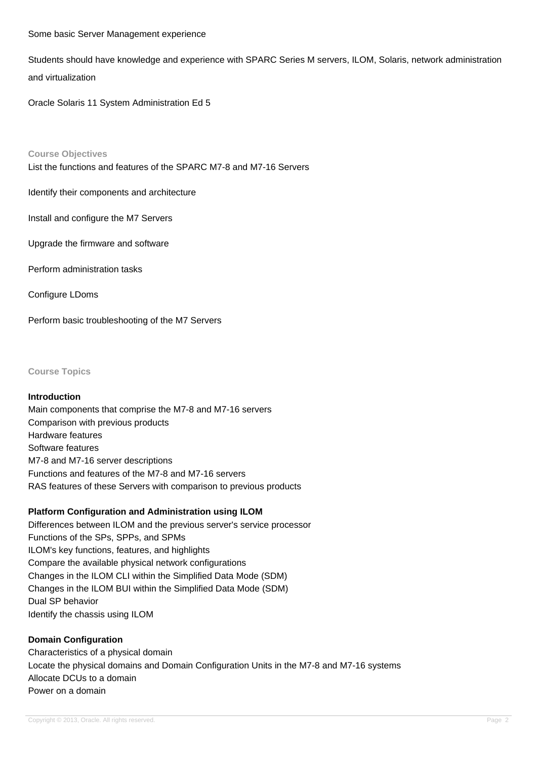Some basic Server Management experience

Students should have knowledge and experience with SPARC Series M servers, ILOM, Solaris, network administration and virtualization

Oracle Solaris 11 System Administration Ed 5

## Course Objectives

List the functions and features of the SPARC M7-8 and M7-16 Servers

Identify their components and architecture

Install and configure the M7 Servers

Upgrade the firmware and software

Perform administration tasks

Configure LDoms

Perform basic troubleshooting of the M7 Servers

## Course Topics

### Introduction

Main components that comprise the M7-8 and M7-16 servers
Comparison with previous products
Hardware features
Software features
M7-8 and M7-16 server descriptions
Functions and features of the M7-8 and M7-16 servers
RAS features of these Servers with comparison to previous products

### Platform Configuration and Administration using ILOM

Differences between ILOM and the previous server's service processor
Functions of the SPs, SPPs, and SPMs
ILOM's key functions, features, and highlights
Compare the available physical network configurations
Changes in the ILOM CLI within the Simplified Data Mode (SDM)
Changes in the ILOM BUI within the Simplified Data Mode (SDM)
Dual SP behavior
Identify the chassis using ILOM

### Domain Configuration

Characteristics of a physical domain
Locate the physical domains and Domain Configuration Units in the M7-8 and M7-16 systems
Allocate DCUs to a domain
Power on a domain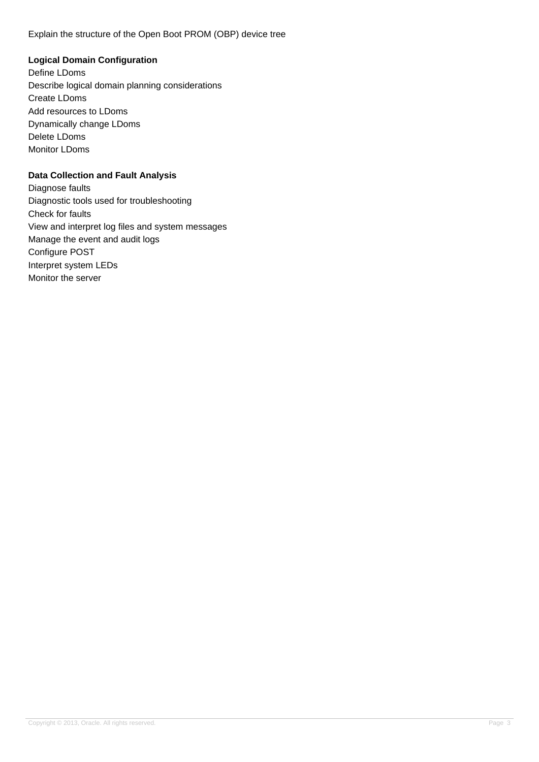Explain the structure of the Open Boot PROM (OBP) device tree

**Logical Domain Configuration**

Define LDoms
Describe logical domain planning considerations
Create LDoms
Add resources to LDoms
Dynamically change LDoms
Delete LDoms
Monitor LDoms

**Data Collection and Fault Analysis**

Diagnose faults
Diagnostic tools used for troubleshooting
Check for faults
View and interpret log files and system messages
Manage the event and audit logs
Configure POST
Interpret system LEDs
Monitor the server